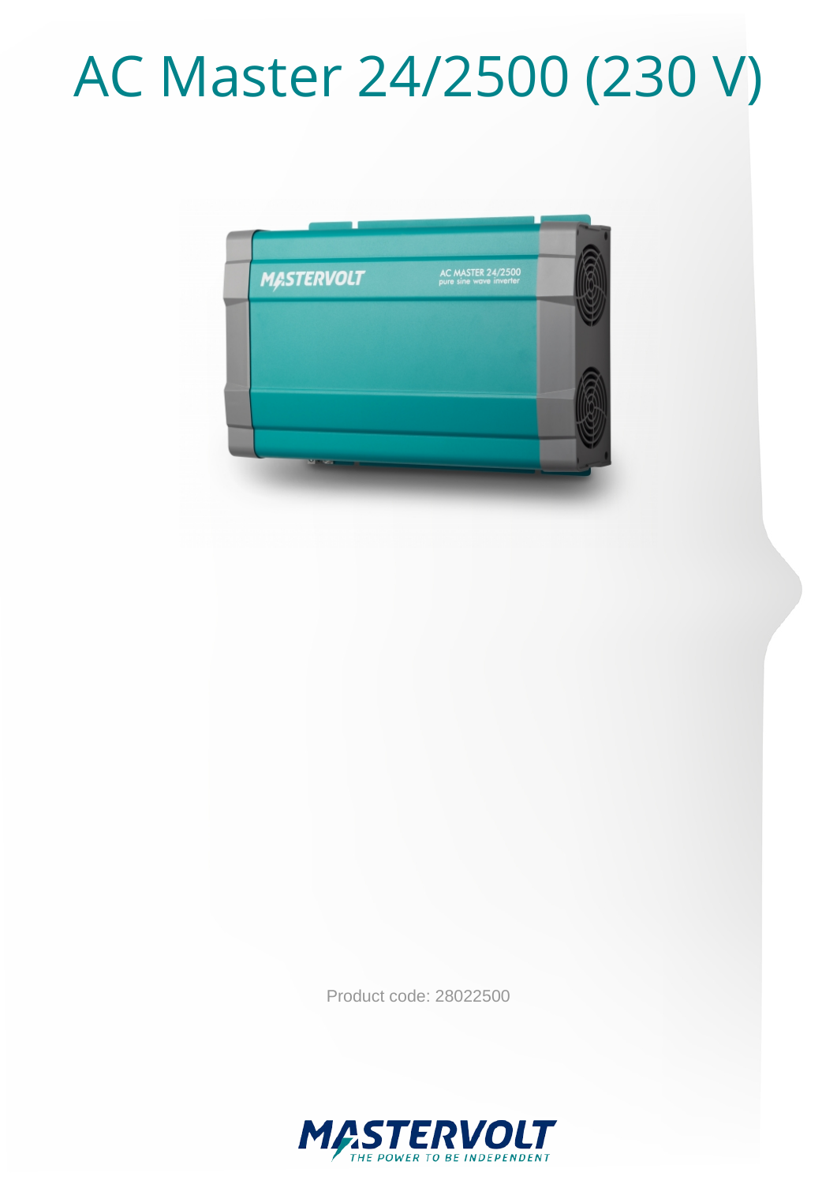# AC Master 24/2500 (230 V)

Product code: 28022500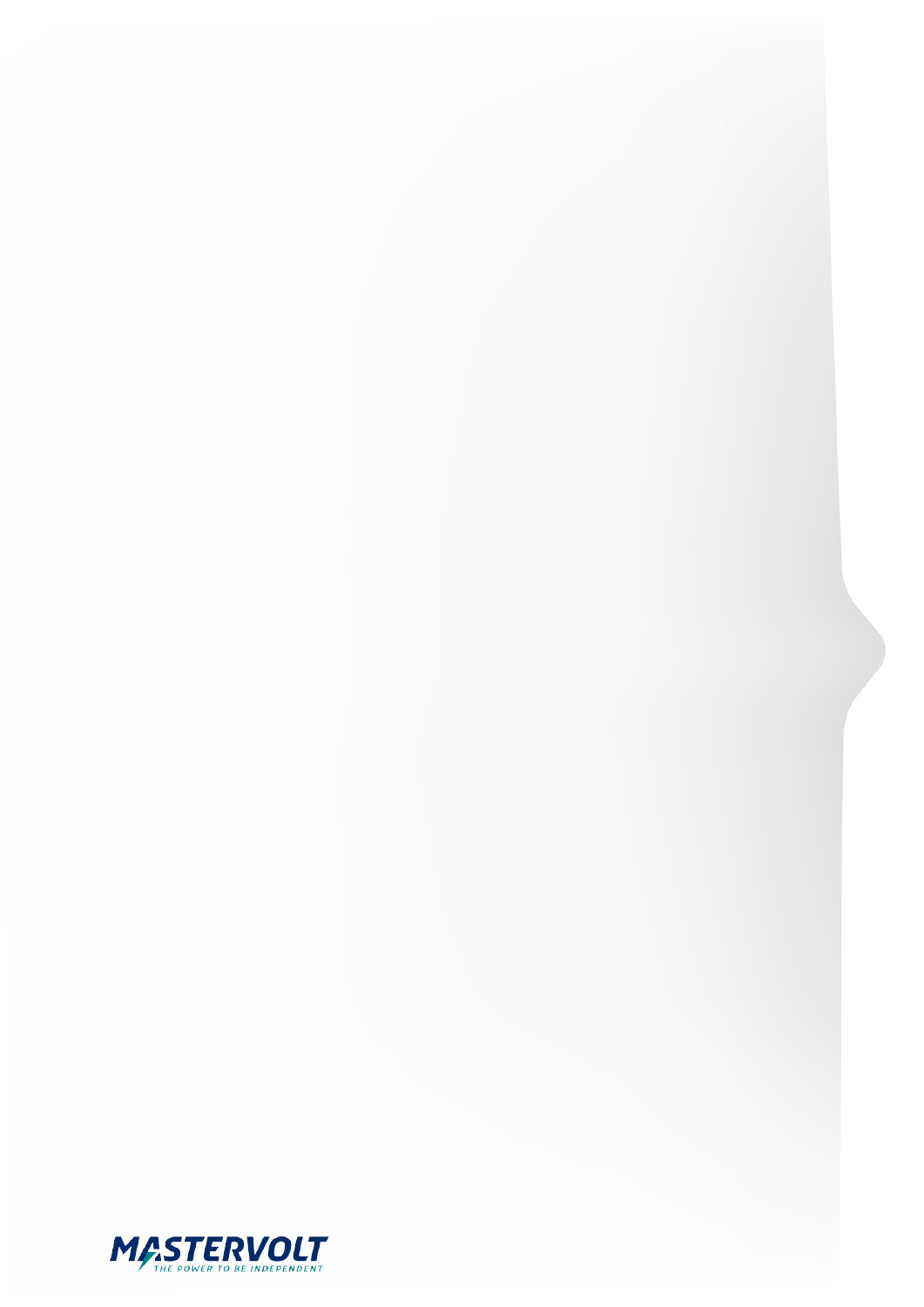MASTERVOLT
THE POWER TO BE INDEPENDENT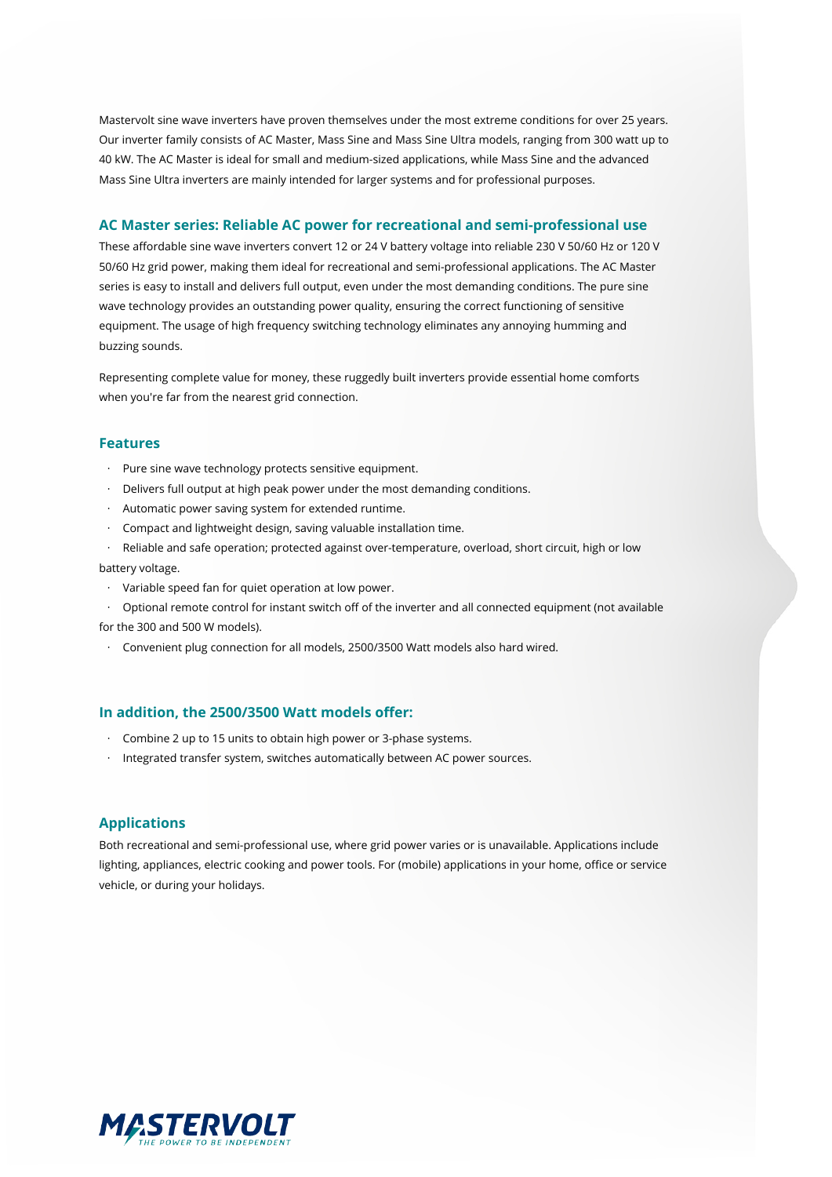Mastervolt sine wave inverters have proven themselves under the most extreme conditions for over 25 years. Our inverter family consists of AC Master, Mass Sine and Mass Sine Ultra models, ranging from 300 watt up to 40 kW. The AC Master is ideal for small and medium-sized applications, while Mass Sine and the advanced Mass Sine Ultra inverters are mainly intended for larger systems and for professional purposes.

## AC Master series: Reliable AC power for recreational and semi-professional use

These affordable sine wave inverters convert 12 or 24 V battery voltage into reliable 230 V 50/60 Hz or 120 V 50/60 Hz grid power, making them ideal for recreational and semi-professional applications. The AC Master series is easy to install and delivers full output, even under the most demanding conditions. The pure sine wave technology provides an outstanding power quality, ensuring the correct functioning of sensitive equipment. The usage of high frequency switching technology eliminates any annoying humming and buzzing sounds.

Representing complete value for money, these ruggedly built inverters provide essential home comforts when you're far from the nearest grid connection.

## Features

- Pure sine wave technology protects sensitive equipment.
- Delivers full output at high peak power under the most demanding conditions.
- Automatic power saving system for extended runtime.
- Compact and lightweight design, saving valuable installation time.
- Reliable and safe operation; protected against over-temperature, overload, short circuit, high or low battery voltage.
- Variable speed fan for quiet operation at low power.
- Optional remote control for instant switch off of the inverter and all connected equipment (not available for the 300 and 500 W models).
- Convenient plug connection for all models, 2500/3500 Watt models also hard wired.

## In addition, the 2500/3500 Watt models offer:

- Combine 2 up to 15 units to obtain high power or 3-phase systems.
- Integrated transfer system, switches automatically between AC power sources.

## Applications

Both recreational and semi-professional use, where grid power varies or is unavailable. Applications include lighting, appliances, electric cooking and power tools. For (mobile) applications in your home, office or service vehicle, or during your holidays.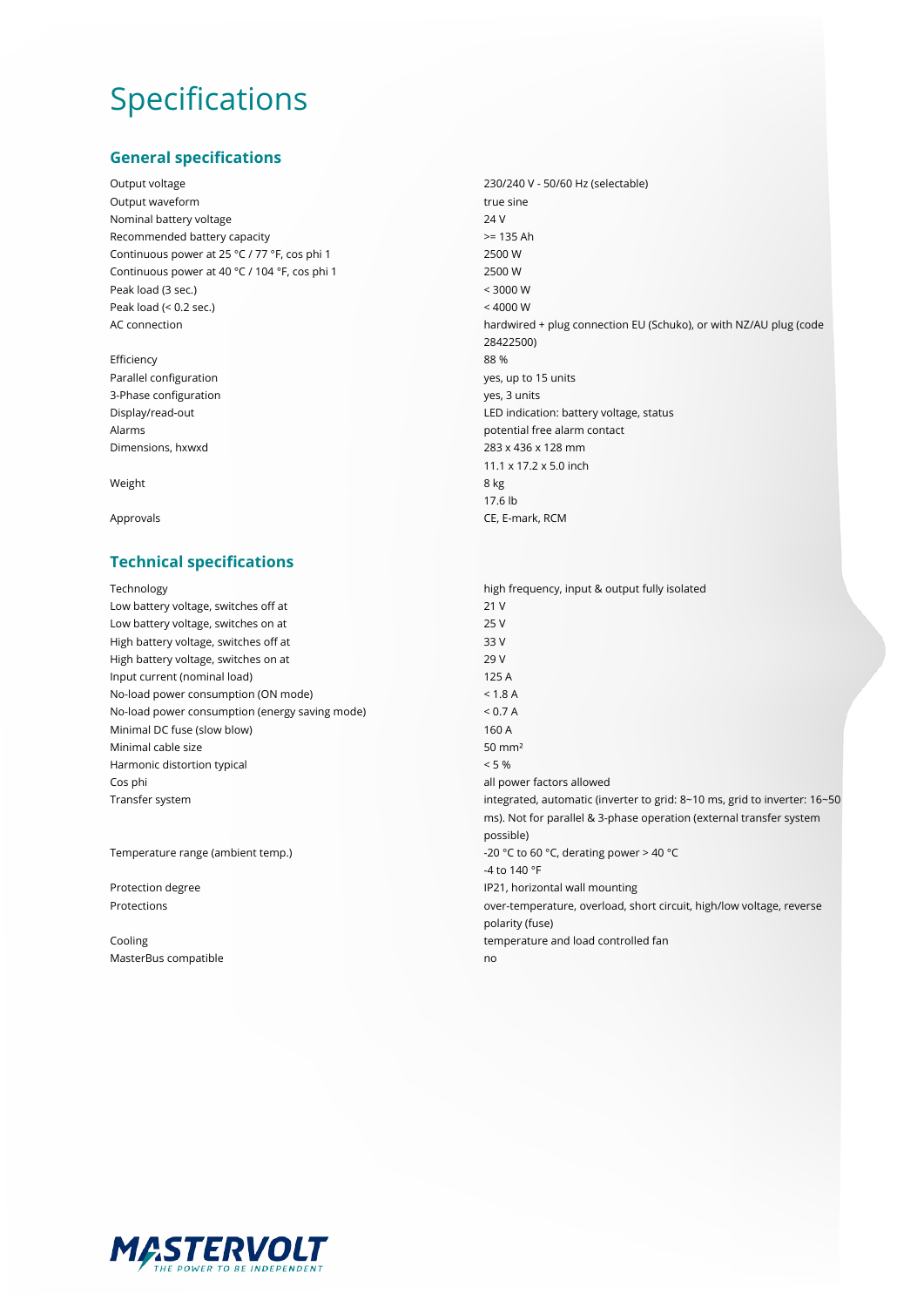# Specifications

## General specifications

| | |
|---|---|
| Output voltage | 230/240 V - 50/60 Hz (selectable) |
| Output waveform | true sine |
| Nominal battery voltage | 24 V |
| Recommended battery capacity | >= 135 Ah |
| Continuous power at 25 °C / 77 °F, cos phi 1 | 2500 W |
| Continuous power at 40 °C / 104 °F, cos phi 1 | 2500 W |
| Peak load (3 sec.) | < 3000 W |
| Peak load (< 0.2 sec.) | < 4000 W |
| AC connection | hardwired + plug connection EU (Schuko), or with NZ/AU plug (code 28422500) |
| Efficiency | 88 % |
| Parallel configuration | yes, up to 15 units |
| 3-Phase configuration | yes, 3 units |
| Display/read-out | LED indication: battery voltage, status |
| Alarms | potential free alarm contact |
| Dimensions, hxwxd | 283 x 436 x 128 mm<br>11.1 x 17.2 x 5.0 inch |
| Weight | 8 kg<br>17.6 lb |
| Approvals | CE, E-mark, RCM |

## Technical specifications

| | |
|---|---|
| Technology | high frequency, input & output fully isolated |
| Low battery voltage, switches off at | 21 V |
| Low battery voltage, switches on at | 25 V |
| High battery voltage, switches off at | 33 V |
| High battery voltage, switches on at | 29 V |
| Input current (nominal load) | 125 A |
| No-load power consumption (ON mode) | < 1.8 A |
| No-load power consumption (energy saving mode) | < 0.7 A |
| Minimal DC fuse (slow blow) | 160 A |
| Minimal cable size | 50 mm² |
| Harmonic distortion typical | < 5 % |
| Cos phi | all power factors allowed |
| Transfer system | integrated, automatic (inverter to grid: 8~10 ms, grid to inverter: 16~50 ms). Not for parallel & 3-phase operation (external transfer system possible) |
| Temperature range (ambient temp.) | -20 °C to 60 °C, derating power > 40 °C<br>-4 to 140 °F |
| Protection degree | IP21, horizontal wall mounting |
| Protections | over-temperature, overload, short circuit, high/low voltage, reverse polarity (fuse) |
| Cooling | temperature and load controlled fan |
| MasterBus compatible | no |

MASTERVOLT
THE POWER TO BE INDEPENDENT